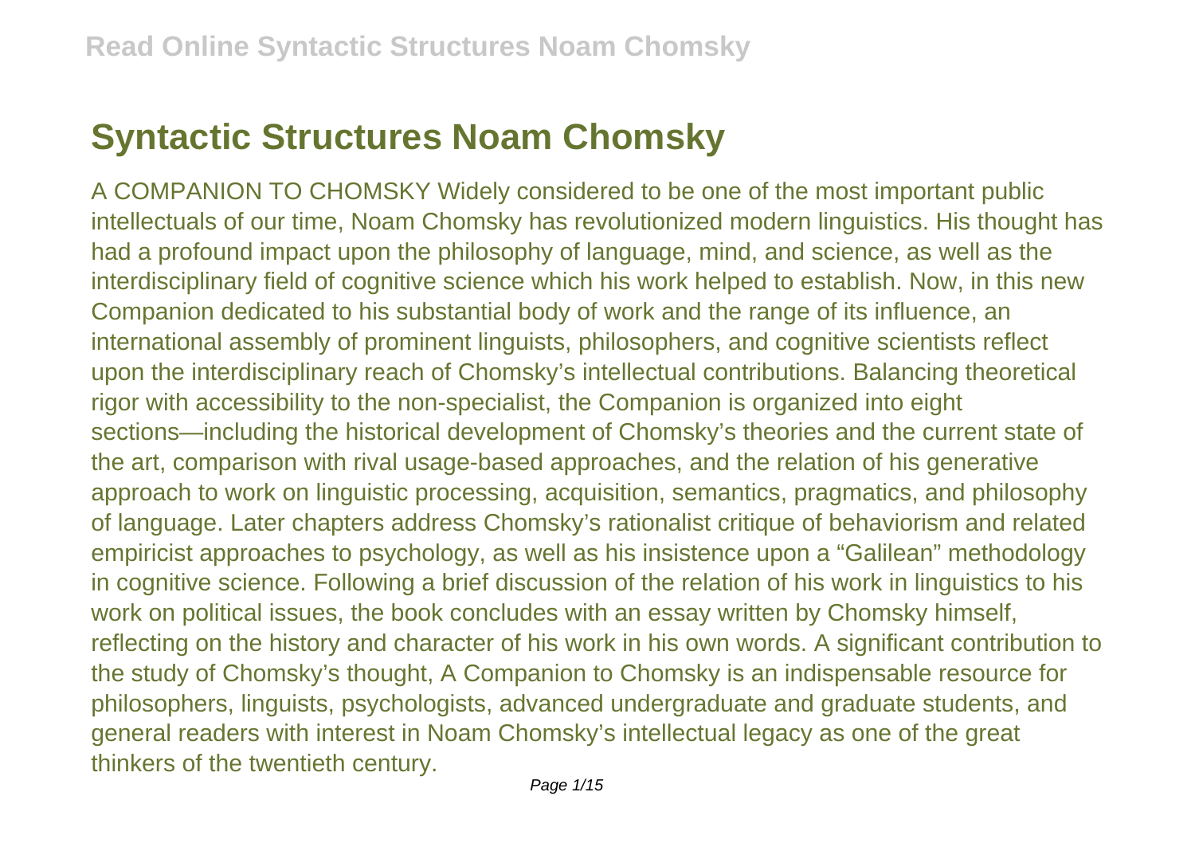# Syntactic Structures Noam Chomsky

A COMPANION TO CHOMSKY Widely considered to be one of the most important public intellectuals of our time, Noam Chomsky has revolutionized modern linguistics. His thought has had a profound impact upon the philosophy of language, mind, and science, as well as the interdisciplinary field of cognitive science which his work helped to establish. Now, in this new Companion dedicated to his substantial body of work and the range of its influence, an international assembly of prominent linguists, philosophers, and cognitive scientists reflect upon the interdisciplinary reach of Chomsky's intellectual contributions. Balancing theoretical rigor with accessibility to the non-specialist, the Companion is organized into eight sections—including the historical development of Chomsky's theories and the current state of the art, comparison with rival usage-based approaches, and the relation of his generative approach to work on linguistic processing, acquisition, semantics, pragmatics, and philosophy of language. Later chapters address Chomsky's rationalist critique of behaviorism and related empiricist approaches to psychology, as well as his insistence upon a "Galilean" methodology in cognitive science. Following a brief discussion of the relation of his work in linguistics to his work on political issues, the book concludes with an essay written by Chomsky himself, reflecting on the history and character of his work in his own words. A significant contribution to the study of Chomsky's thought, A Companion to Chomsky is an indispensable resource for philosophers, linguists, psychologists, advanced undergraduate and graduate students, and general readers with interest in Noam Chomsky's intellectual legacy as one of the great thinkers of the twentieth century.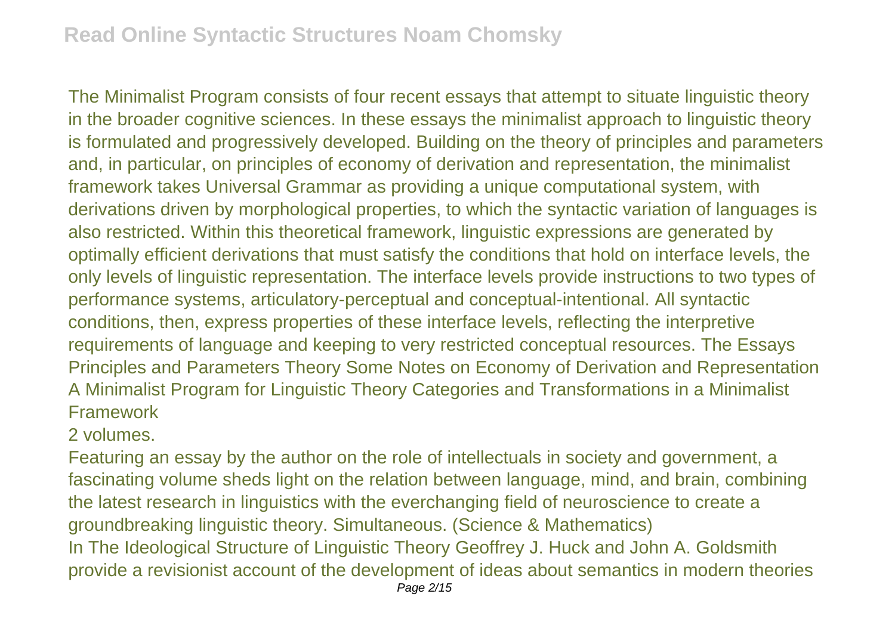The Minimalist Program consists of four recent essays that attempt to situate linguistic theory in the broader cognitive sciences. In these essays the minimalist approach to linguistic theory is formulated and progressively developed. Building on the theory of principles and parameters and, in particular, on principles of economy of derivation and representation, the minimalist framework takes Universal Grammar as providing a unique computational system, with derivations driven by morphological properties, to which the syntactic variation of languages is also restricted. Within this theoretical framework, linguistic expressions are generated by optimally efficient derivations that must satisfy the conditions that hold on interface levels, the only levels of linguistic representation. The interface levels provide instructions to two types of performance systems, articulatory-perceptual and conceptual-intentional. All syntactic conditions, then, express properties of these interface levels, reflecting the interpretive requirements of language and keeping to very restricted conceptual resources. The Essays Principles and Parameters Theory Some Notes on Economy of Derivation and Representation A Minimalist Program for Linguistic Theory Categories and Transformations in a Minimalist Framework

2 volumes.

Featuring an essay by the author on the role of intellectuals in society and government, a fascinating volume sheds light on the relation between language, mind, and brain, combining the latest research in linguistics with the everchanging field of neuroscience to create a groundbreaking linguistic theory. Simultaneous. (Science & Mathematics)

In The Ideological Structure of Linguistic Theory Geoffrey J. Huck and John A. Goldsmith provide a revisionist account of the development of ideas about semantics in modern theories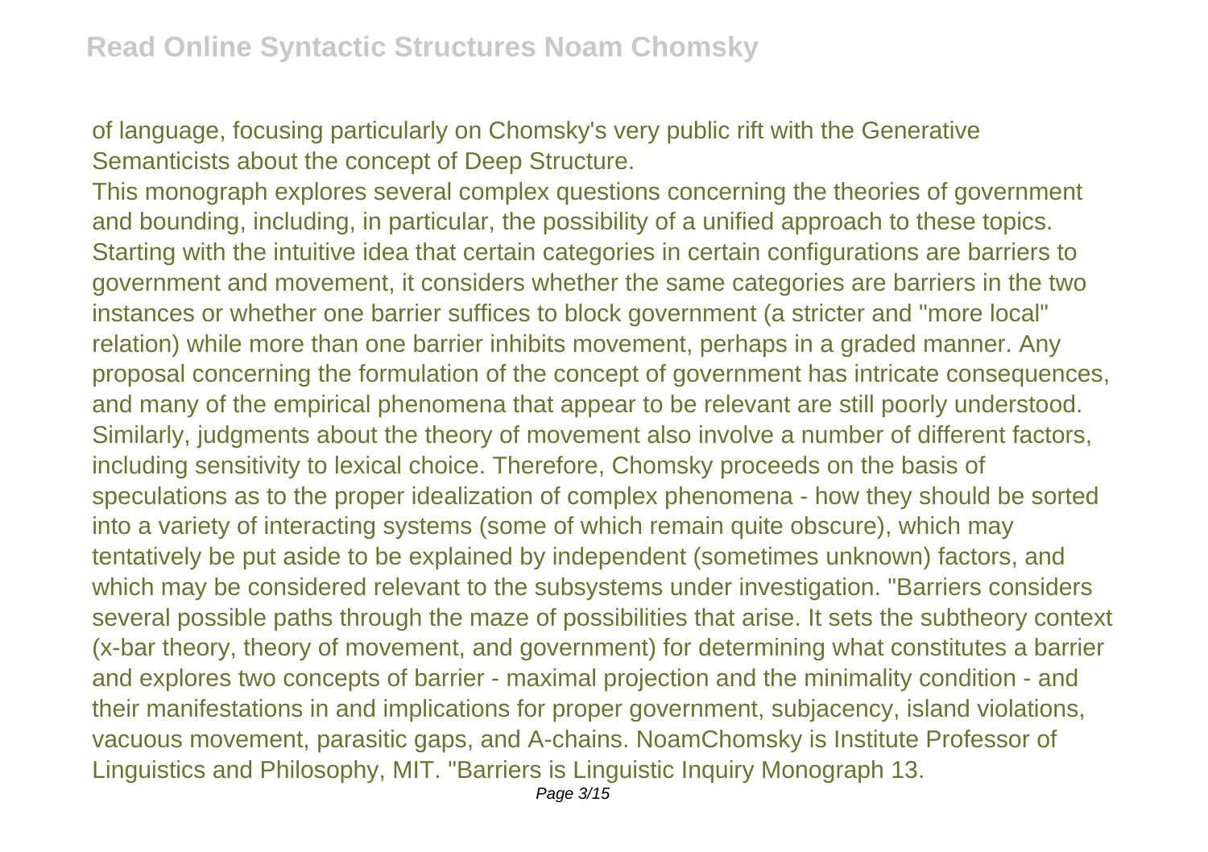of language, focusing particularly on Chomsky's very public rift with the Generative Semanticists about the concept of Deep Structure.

This monograph explores several complex questions concerning the theories of government and bounding, including, in particular, the possibility of a unified approach to these topics. Starting with the intuitive idea that certain categories in certain configurations are barriers to government and movement, it considers whether the same categories are barriers in the two instances or whether one barrier suffices to block government (a stricter and "more local" relation) while more than one barrier inhibits movement, perhaps in a graded manner. Any proposal concerning the formulation of the concept of government has intricate consequences, and many of the empirical phenomena that appear to be relevant are still poorly understood. Similarly, judgments about the theory of movement also involve a number of different factors, including sensitivity to lexical choice. Therefore, Chomsky proceeds on the basis of speculations as to the proper idealization of complex phenomena - how they should be sorted into a variety of interacting systems (some of which remain quite obscure), which may tentatively be put aside to be explained by independent (sometimes unknown) factors, and which may be considered relevant to the subsystems under investigation. "Barriers considers several possible paths through the maze of possibilities that arise. It sets the subtheory context (x-bar theory, theory of movement, and government) for determining what constitutes a barrier and explores two concepts of barrier - maximal projection and the minimality condition - and their manifestations in and implications for proper government, subjacency, island violations, vacuous movement, parasitic gaps, and A-chains. NoamChomsky is Institute Professor of Linguistics and Philosophy, MIT. "Barriers is Linguistic Inquiry Monograph 13.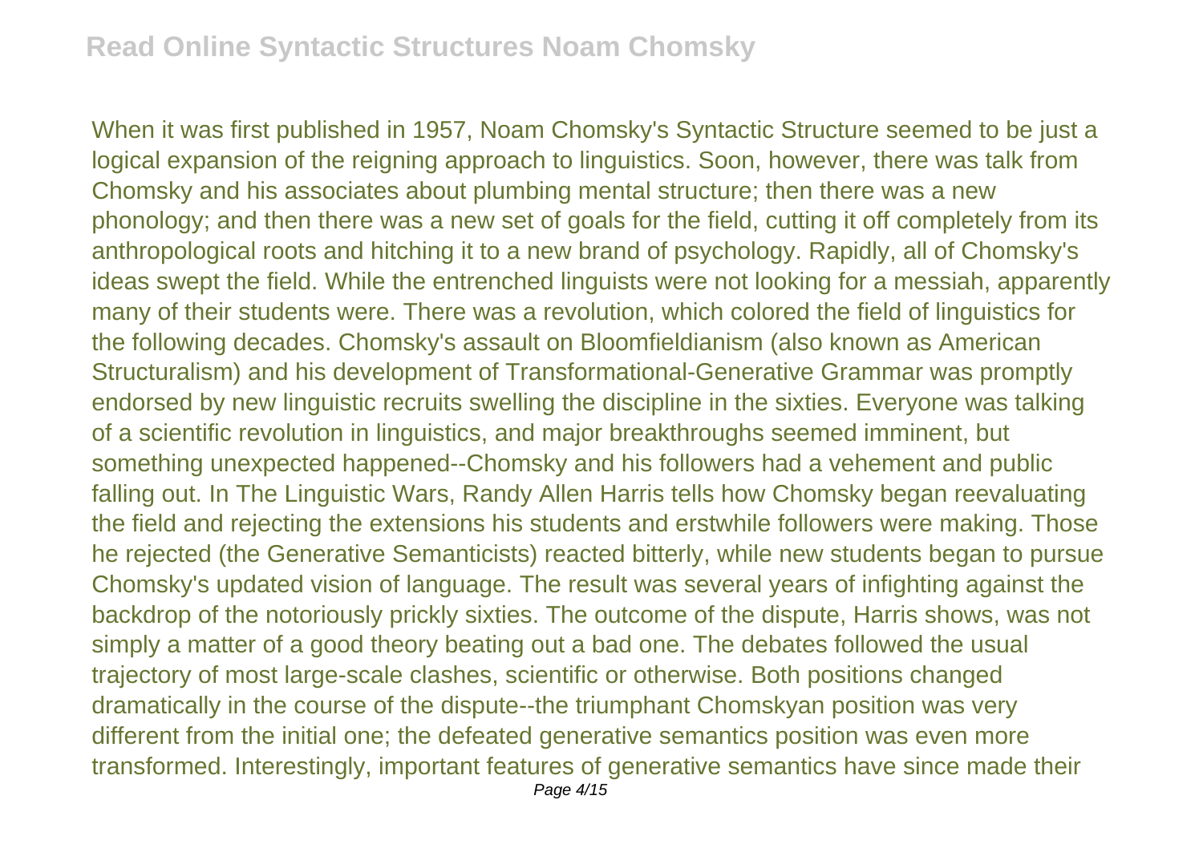When it was first published in 1957, Noam Chomsky's Syntactic Structure seemed to be just a logical expansion of the reigning approach to linguistics. Soon, however, there was talk from Chomsky and his associates about plumbing mental structure; then there was a new phonology; and then there was a new set of goals for the field, cutting it off completely from its anthropological roots and hitching it to a new brand of psychology. Rapidly, all of Chomsky's ideas swept the field. While the entrenched linguists were not looking for a messiah, apparently many of their students were. There was a revolution, which colored the field of linguistics for the following decades. Chomsky's assault on Bloomfieldianism (also known as American Structuralism) and his development of Transformational-Generative Grammar was promptly endorsed by new linguistic recruits swelling the discipline in the sixties. Everyone was talking of a scientific revolution in linguistics, and major breakthroughs seemed imminent, but something unexpected happened--Chomsky and his followers had a vehement and public falling out. In The Linguistic Wars, Randy Allen Harris tells how Chomsky began reevaluating the field and rejecting the extensions his students and erstwhile followers were making. Those he rejected (the Generative Semanticists) reacted bitterly, while new students began to pursue Chomsky's updated vision of language. The result was several years of infighting against the backdrop of the notoriously prickly sixties. The outcome of the dispute, Harris shows, was not simply a matter of a good theory beating out a bad one. The debates followed the usual trajectory of most large-scale clashes, scientific or otherwise. Both positions changed dramatically in the course of the dispute--the triumphant Chomskyan position was very different from the initial one; the defeated generative semantics position was even more transformed. Interestingly, important features of generative semantics have since made their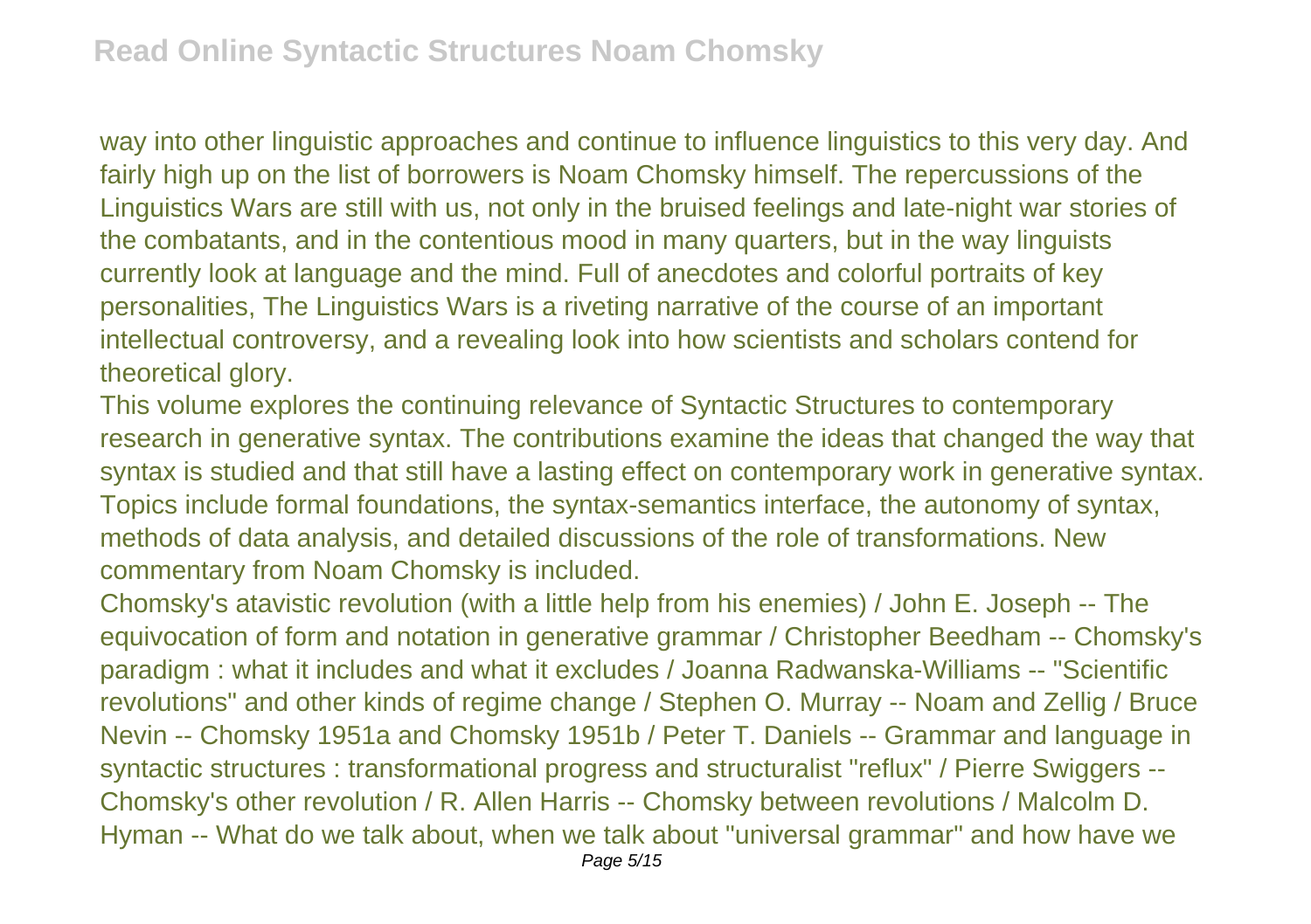way into other linguistic approaches and continue to influence linguistics to this very day. And fairly high up on the list of borrowers is Noam Chomsky himself. The repercussions of the Linguistics Wars are still with us, not only in the bruised feelings and late-night war stories of the combatants, and in the contentious mood in many quarters, but in the way linguists currently look at language and the mind. Full of anecdotes and colorful portraits of key personalities, The Linguistics Wars is a riveting narrative of the course of an important intellectual controversy, and a revealing look into how scientists and scholars contend for theoretical glory.

This volume explores the continuing relevance of Syntactic Structures to contemporary research in generative syntax. The contributions examine the ideas that changed the way that syntax is studied and that still have a lasting effect on contemporary work in generative syntax. Topics include formal foundations, the syntax-semantics interface, the autonomy of syntax, methods of data analysis, and detailed discussions of the role of transformations. New commentary from Noam Chomsky is included.

Chomsky's atavistic revolution (with a little help from his enemies) / John E. Joseph -- The equivocation of form and notation in generative grammar / Christopher Beedham -- Chomsky's paradigm : what it includes and what it excludes / Joanna Radwanska-Williams -- "Scientific revolutions" and other kinds of regime change / Stephen O. Murray -- Noam and Zellig / Bruce Nevin -- Chomsky 1951a and Chomsky 1951b / Peter T. Daniels -- Grammar and language in syntactic structures : transformational progress and structuralist "reflux" / Pierre Swiggers -- Chomsky's other revolution / R. Allen Harris -- Chomsky between revolutions / Malcolm D. Hyman -- What do we talk about, when we talk about "universal grammar" and how have we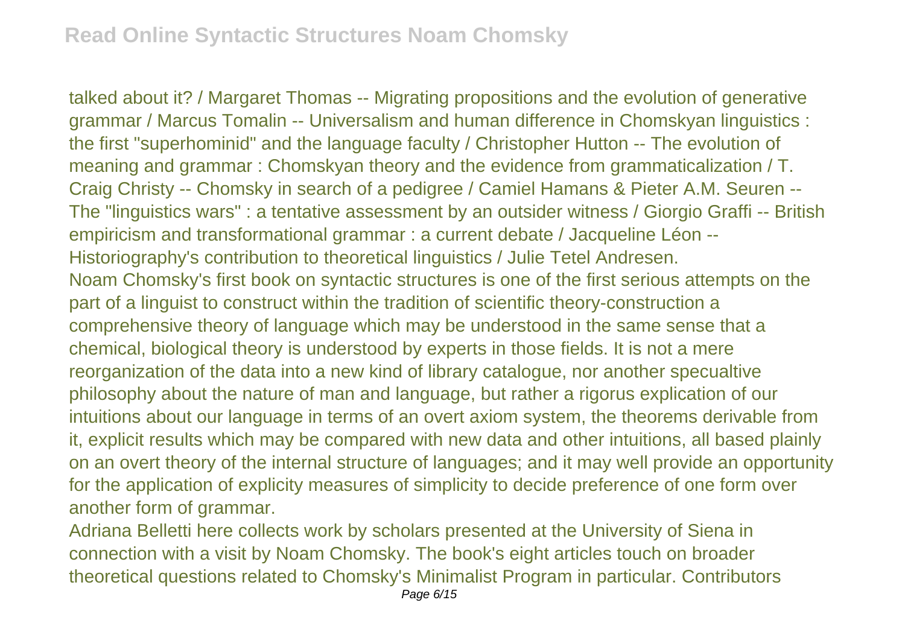talked about it? / Margaret Thomas -- Migrating propositions and the evolution of generative grammar / Marcus Tomalin -- Universalism and human difference in Chomskyan linguistics : the first "superhominid" and the language faculty / Christopher Hutton -- The evolution of meaning and grammar : Chomskyan theory and the evidence from grammaticalization / T. Craig Christy -- Chomsky in search of a pedigree / Camiel Hamans & Pieter A.M. Seuren -- The "linguistics wars" : a tentative assessment by an outsider witness / Giorgio Graffi -- British empiricism and transformational grammar : a current debate / Jacqueline Léon -- Historiography's contribution to theoretical linguistics / Julie Tetel Andresen.

Noam Chomsky's first book on syntactic structures is one of the first serious attempts on the part of a linguist to construct within the tradition of scientific theory-construction a comprehensive theory of language which may be understood in the same sense that a chemical, biological theory is understood by experts in those fields. It is not a mere reorganization of the data into a new kind of library catalogue, nor another specualtive philosophy about the nature of man and language, but rather a rigorus explication of our intuitions about our language in terms of an overt axiom system, the theorems derivable from it, explicit results which may be compared with new data and other intuitions, all based plainly on an overt theory of the internal structure of languages; and it may well provide an opportunity for the application of explicity measures of simplicity to decide preference of one form over another form of grammar.

Adriana Belletti here collects work by scholars presented at the University of Siena in connection with a visit by Noam Chomsky. The book's eight articles touch on broader theoretical questions related to Chomsky's Minimalist Program in particular. Contributors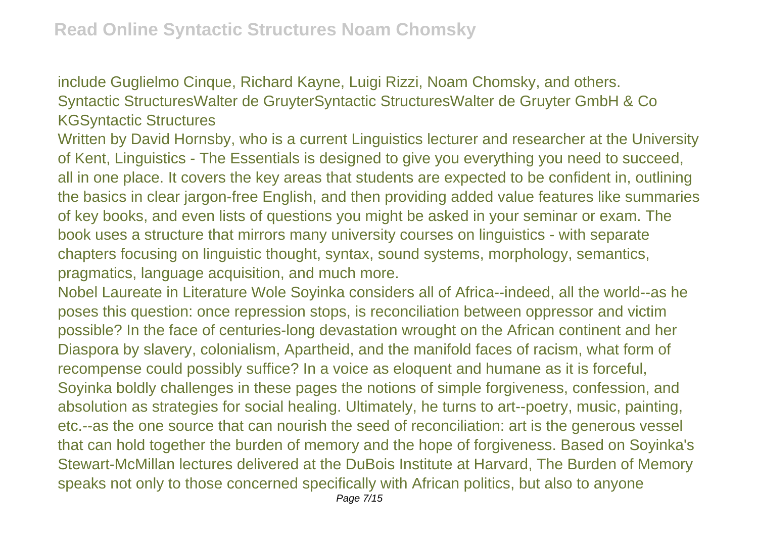include Guglielmo Cinque, Richard Kayne, Luigi Rizzi, Noam Chomsky, and others.
Syntactic StructuresWalter de GruyterSyntactic StructuresWalter de Gruyter GmbH & Co KGSyntactic Structures

Written by David Hornsby, who is a current Linguistics lecturer and researcher at the University of Kent, Linguistics - The Essentials is designed to give you everything you need to succeed, all in one place. It covers the key areas that students are expected to be confident in, outlining the basics in clear jargon-free English, and then providing added value features like summaries of key books, and even lists of questions you might be asked in your seminar or exam. The book uses a structure that mirrors many university courses on linguistics - with separate chapters focusing on linguistic thought, syntax, sound systems, morphology, semantics, pragmatics, language acquisition, and much more.

Nobel Laureate in Literature Wole Soyinka considers all of Africa--indeed, all the world--as he poses this question: once repression stops, is reconciliation between oppressor and victim possible? In the face of centuries-long devastation wrought on the African continent and her Diaspora by slavery, colonialism, Apartheid, and the manifold faces of racism, what form of recompense could possibly suffice? In a voice as eloquent and humane as it is forceful, Soyinka boldly challenges in these pages the notions of simple forgiveness, confession, and absolution as strategies for social healing. Ultimately, he turns to art--poetry, music, painting, etc.--as the one source that can nourish the seed of reconciliation: art is the generous vessel that can hold together the burden of memory and the hope of forgiveness. Based on Soyinka's Stewart-McMillan lectures delivered at the DuBois Institute at Harvard, The Burden of Memory speaks not only to those concerned specifically with African politics, but also to anyone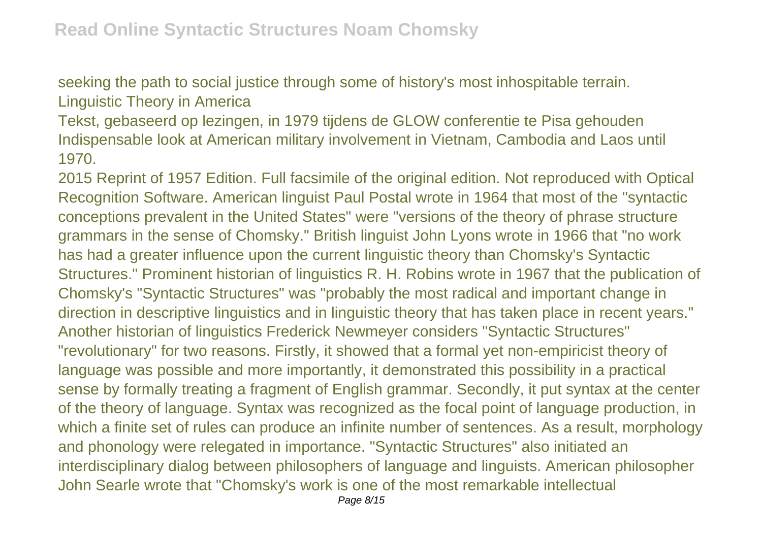seeking the path to social justice through some of history's most inhospitable terrain.
Linguistic Theory in America

Tekst, gebaseerd op lezingen, in 1979 tijdens de GLOW conferentie te Pisa gehouden
Indispensable look at American military involvement in Vietnam, Cambodia and Laos until 1970.

2015 Reprint of 1957 Edition. Full facsimile of the original edition. Not reproduced with Optical Recognition Software. American linguist Paul Postal wrote in 1964 that most of the "syntactic conceptions prevalent in the United States" were "versions of the theory of phrase structure grammars in the sense of Chomsky." British linguist John Lyons wrote in 1966 that "no work has had a greater influence upon the current linguistic theory than Chomsky's Syntactic Structures." Prominent historian of linguistics R. H. Robins wrote in 1967 that the publication of Chomsky's "Syntactic Structures" was "probably the most radical and important change in direction in descriptive linguistics and in linguistic theory that has taken place in recent years." Another historian of linguistics Frederick Newmeyer considers "Syntactic Structures" "revolutionary" for two reasons. Firstly, it showed that a formal yet non-empiricist theory of language was possible and more importantly, it demonstrated this possibility in a practical sense by formally treating a fragment of English grammar. Secondly, it put syntax at the center of the theory of language. Syntax was recognized as the focal point of language production, in which a finite set of rules can produce an infinite number of sentences. As a result, morphology and phonology were relegated in importance. "Syntactic Structures" also initiated an interdisciplinary dialog between philosophers of language and linguists. American philosopher John Searle wrote that "Chomsky's work is one of the most remarkable intellectual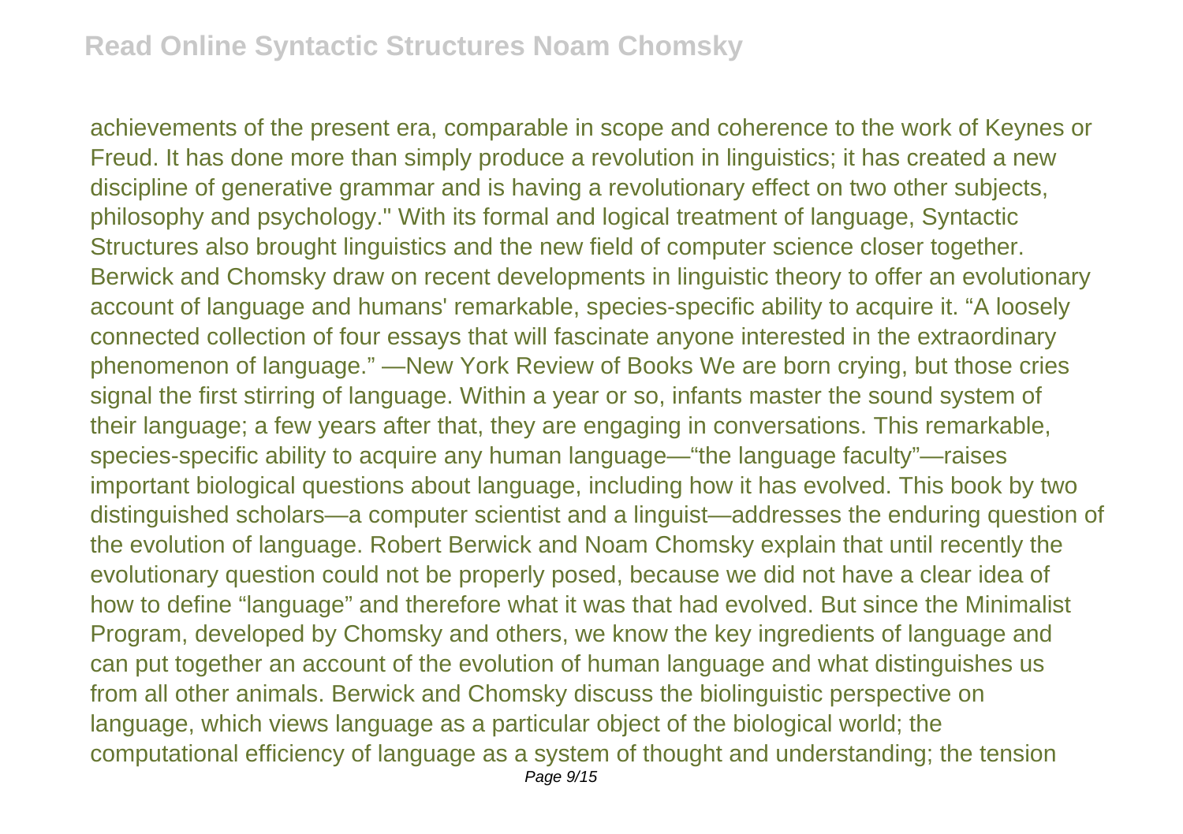achievements of the present era, comparable in scope and coherence to the work of Keynes or Freud. It has done more than simply produce a revolution in linguistics; it has created a new discipline of generative grammar and is having a revolutionary effect on two other subjects, philosophy and psychology." With its formal and logical treatment of language, Syntactic Structures also brought linguistics and the new field of computer science closer together. Berwick and Chomsky draw on recent developments in linguistic theory to offer an evolutionary account of language and humans' remarkable, species-specific ability to acquire it. "A loosely connected collection of four essays that will fascinate anyone interested in the extraordinary phenomenon of language." —New York Review of Books We are born crying, but those cries signal the first stirring of language. Within a year or so, infants master the sound system of their language; a few years after that, they are engaging in conversations. This remarkable, species-specific ability to acquire any human language—"the language faculty"—raises important biological questions about language, including how it has evolved. This book by two distinguished scholars—a computer scientist and a linguist—addresses the enduring question of the evolution of language. Robert Berwick and Noam Chomsky explain that until recently the evolutionary question could not be properly posed, because we did not have a clear idea of how to define "language" and therefore what it was that had evolved. But since the Minimalist Program, developed by Chomsky and others, we know the key ingredients of language and can put together an account of the evolution of human language and what distinguishes us from all other animals. Berwick and Chomsky discuss the biolinguistic perspective on language, which views language as a particular object of the biological world; the computational efficiency of language as a system of thought and understanding; the tension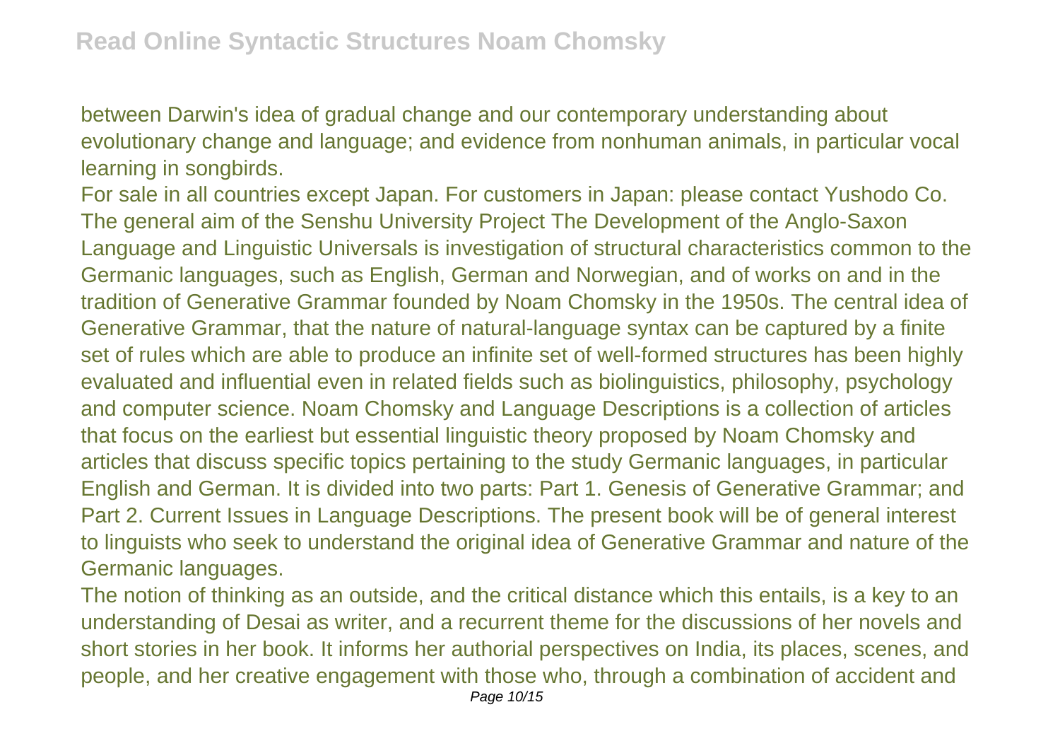between Darwin's idea of gradual change and our contemporary understanding about evolutionary change and language; and evidence from nonhuman animals, in particular vocal learning in songbirds.

For sale in all countries except Japan. For customers in Japan: please contact Yushodo Co. The general aim of the Senshu University Project The Development of the Anglo-Saxon Language and Linguistic Universals is investigation of structural characteristics common to the Germanic languages, such as English, German and Norwegian, and of works on and in the tradition of Generative Grammar founded by Noam Chomsky in the 1950s. The central idea of Generative Grammar, that the nature of natural-language syntax can be captured by a finite set of rules which are able to produce an infinite set of well-formed structures has been highly evaluated and influential even in related fields such as biolinguistics, philosophy, psychology and computer science. Noam Chomsky and Language Descriptions is a collection of articles that focus on the earliest but essential linguistic theory proposed by Noam Chomsky and articles that discuss specific topics pertaining to the study Germanic languages, in particular English and German. It is divided into two parts: Part 1. Genesis of Generative Grammar; and Part 2. Current Issues in Language Descriptions. The present book will be of general interest to linguists who seek to understand the original idea of Generative Grammar and nature of the Germanic languages.

The notion of thinking as an outside, and the critical distance which this entails, is a key to an understanding of Desai as writer, and a recurrent theme for the discussions of her novels and short stories in her book. It informs her authorial perspectives on India, its places, scenes, and people, and her creative engagement with those who, through a combination of accident and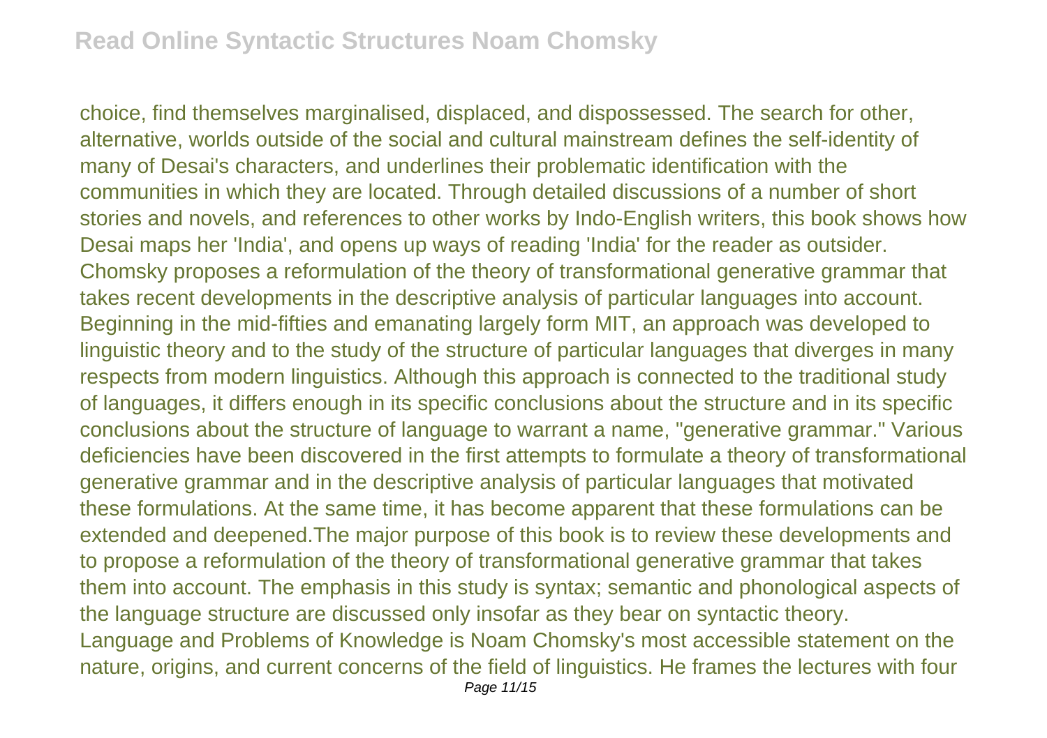choice, find themselves marginalised, displaced, and dispossessed. The search for other, alternative, worlds outside of the social and cultural mainstream defines the self-identity of many of Desai's characters, and underlines their problematic identification with the communities in which they are located. Through detailed discussions of a number of short stories and novels, and references to other works by Indo-English writers, this book shows how Desai maps her 'India', and opens up ways of reading 'India' for the reader as outsider.
Chomsky proposes a reformulation of the theory of transformational generative grammar that takes recent developments in the descriptive analysis of particular languages into account. Beginning in the mid-fifties and emanating largely form MIT, an approach was developed to linguistic theory and to the study of the structure of particular languages that diverges in many respects from modern linguistics. Although this approach is connected to the traditional study of languages, it differs enough in its specific conclusions about the structure and in its specific conclusions about the structure of language to warrant a name, "generative grammar." Various deficiencies have been discovered in the first attempts to formulate a theory of transformational generative grammar and in the descriptive analysis of particular languages that motivated these formulations. At the same time, it has become apparent that these formulations can be extended and deepened.The major purpose of this book is to review these developments and to propose a reformulation of the theory of transformational generative grammar that takes them into account. The emphasis in this study is syntax; semantic and phonological aspects of the language structure are discussed only insofar as they bear on syntactic theory.
Language and Problems of Knowledge is Noam Chomsky's most accessible statement on the nature, origins, and current concerns of the field of linguistics. He frames the lectures with four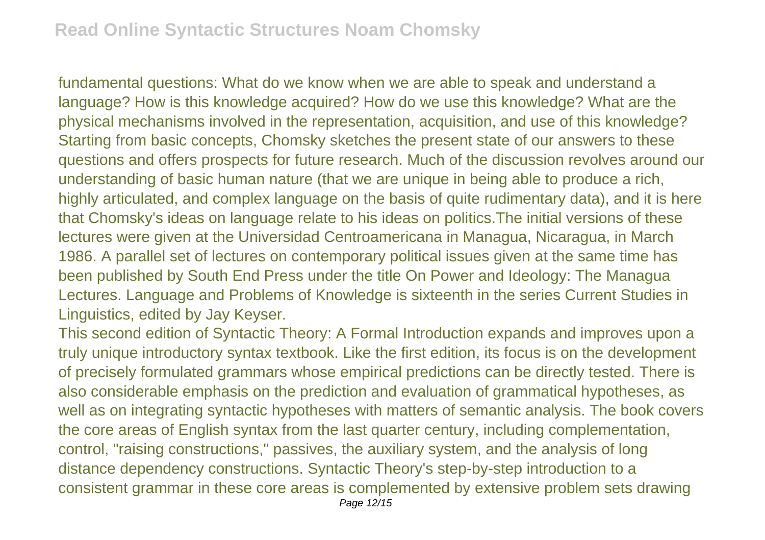fundamental questions: What do we know when we are able to speak and understand a language? How is this knowledge acquired? How do we use this knowledge? What are the physical mechanisms involved in the representation, acquisition, and use of this knowledge? Starting from basic concepts, Chomsky sketches the present state of our answers to these questions and offers prospects for future research. Much of the discussion revolves around our understanding of basic human nature (that we are unique in being able to produce a rich, highly articulated, and complex language on the basis of quite rudimentary data), and it is here that Chomsky's ideas on language relate to his ideas on politics.The initial versions of these lectures were given at the Universidad Centroamericana in Managua, Nicaragua, in March 1986. A parallel set of lectures on contemporary political issues given at the same time has been published by South End Press under the title On Power and Ideology: The Managua Lectures. Language and Problems of Knowledge is sixteenth in the series Current Studies in Linguistics, edited by Jay Keyser.

This second edition of Syntactic Theory: A Formal Introduction expands and improves upon a truly unique introductory syntax textbook. Like the first edition, its focus is on the development of precisely formulated grammars whose empirical predictions can be directly tested. There is also considerable emphasis on the prediction and evaluation of grammatical hypotheses, as well as on integrating syntactic hypotheses with matters of semantic analysis. The book covers the core areas of English syntax from the last quarter century, including complementation, control, "raising constructions," passives, the auxiliary system, and the analysis of long distance dependency constructions. Syntactic Theory's step-by-step introduction to a consistent grammar in these core areas is complemented by extensive problem sets drawing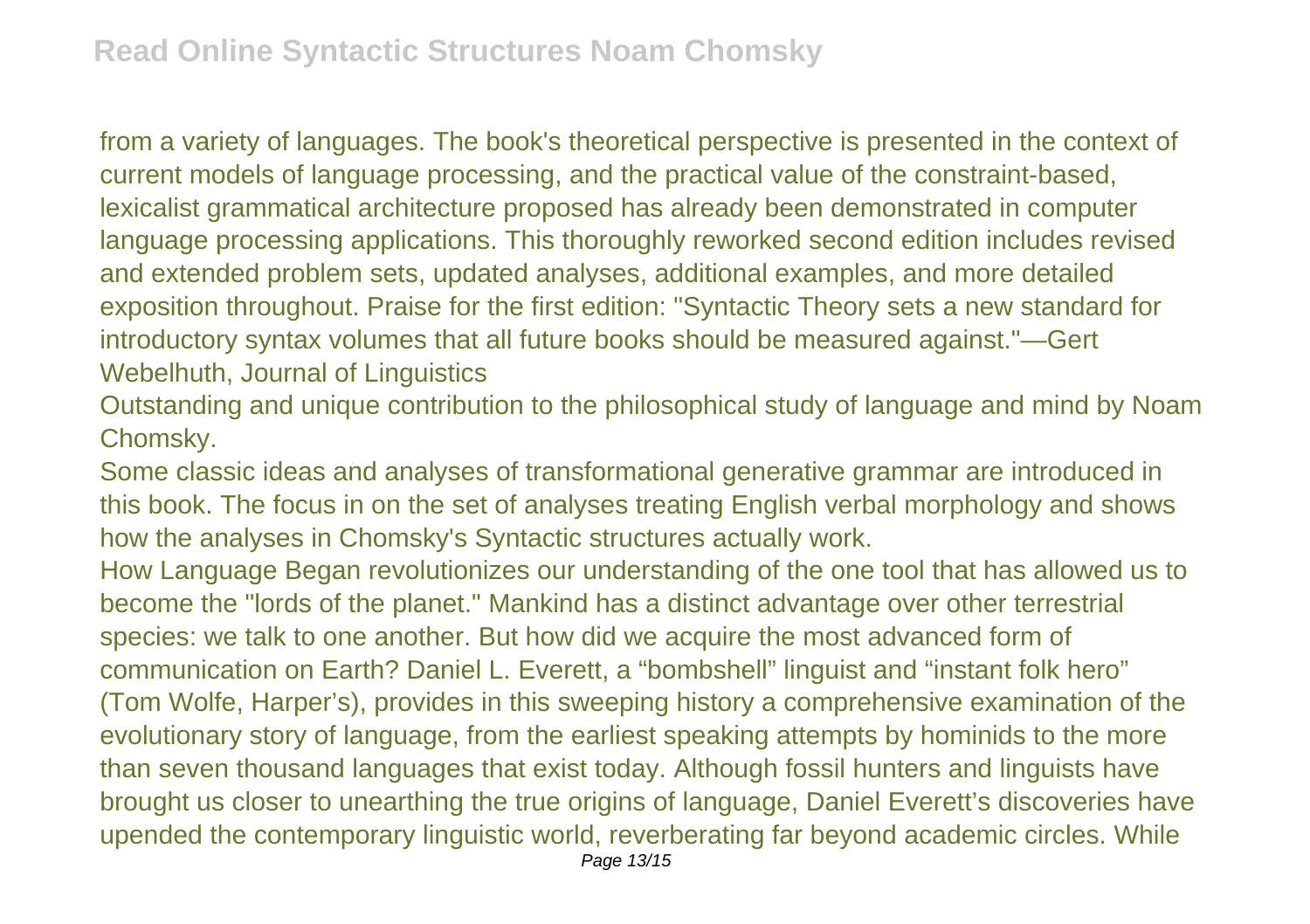from a variety of languages. The book's theoretical perspective is presented in the context of current models of language processing, and the practical value of the constraint-based, lexicalist grammatical architecture proposed has already been demonstrated in computer language processing applications. This thoroughly reworked second edition includes revised and extended problem sets, updated analyses, additional examples, and more detailed exposition throughout. Praise for the first edition: "Syntactic Theory sets a new standard for introductory syntax volumes that all future books should be measured against."—Gert Webelhuth, Journal of Linguistics

Outstanding and unique contribution to the philosophical study of language and mind by Noam Chomsky.

Some classic ideas and analyses of transformational generative grammar are introduced in this book. The focus in on the set of analyses treating English verbal morphology and shows how the analyses in Chomsky's Syntactic structures actually work.

How Language Began revolutionizes our understanding of the one tool that has allowed us to become the "lords of the planet." Mankind has a distinct advantage over other terrestrial species: we talk to one another. But how did we acquire the most advanced form of communication on Earth? Daniel L. Everett, a "bombshell" linguist and "instant folk hero" (Tom Wolfe, Harper's), provides in this sweeping history a comprehensive examination of the evolutionary story of language, from the earliest speaking attempts by hominids to the more than seven thousand languages that exist today. Although fossil hunters and linguists have brought us closer to unearthing the true origins of language, Daniel Everett's discoveries have upended the contemporary linguistic world, reverberating far beyond academic circles. While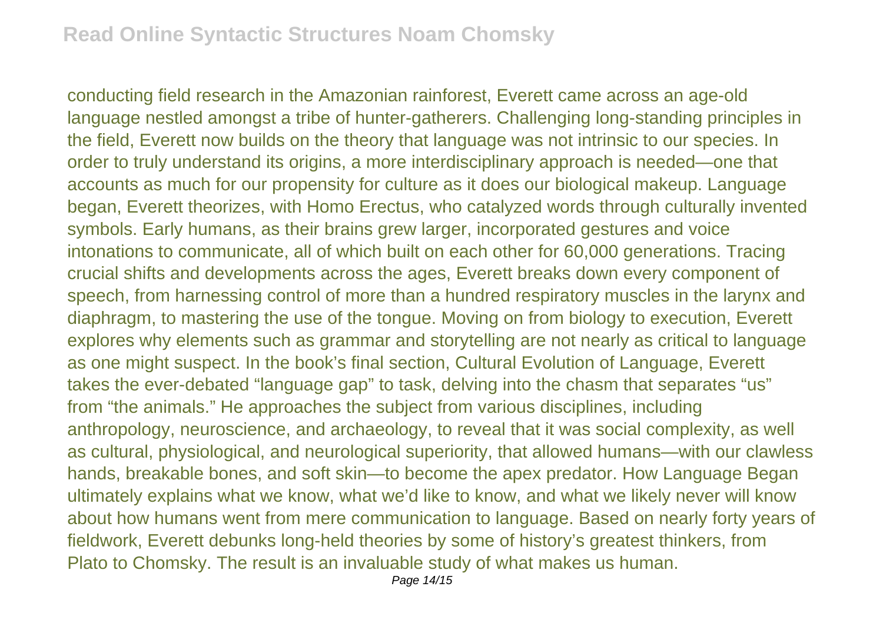conducting field research in the Amazonian rainforest, Everett came across an age-old language nestled amongst a tribe of hunter-gatherers. Challenging long-standing principles in the field, Everett now builds on the theory that language was not intrinsic to our species. In order to truly understand its origins, a more interdisciplinary approach is needed—one that accounts as much for our propensity for culture as it does our biological makeup. Language began, Everett theorizes, with Homo Erectus, who catalyzed words through culturally invented symbols. Early humans, as their brains grew larger, incorporated gestures and voice intonations to communicate, all of which built on each other for 60,000 generations. Tracing crucial shifts and developments across the ages, Everett breaks down every component of speech, from harnessing control of more than a hundred respiratory muscles in the larynx and diaphragm, to mastering the use of the tongue. Moving on from biology to execution, Everett explores why elements such as grammar and storytelling are not nearly as critical to language as one might suspect. In the book's final section, Cultural Evolution of Language, Everett takes the ever-debated "language gap" to task, delving into the chasm that separates "us" from "the animals." He approaches the subject from various disciplines, including anthropology, neuroscience, and archaeology, to reveal that it was social complexity, as well as cultural, physiological, and neurological superiority, that allowed humans—with our clawless hands, breakable bones, and soft skin—to become the apex predator. How Language Began ultimately explains what we know, what we'd like to know, and what we likely never will know about how humans went from mere communication to language. Based on nearly forty years of fieldwork, Everett debunks long-held theories by some of history's greatest thinkers, from Plato to Chomsky. The result is an invaluable study of what makes us human.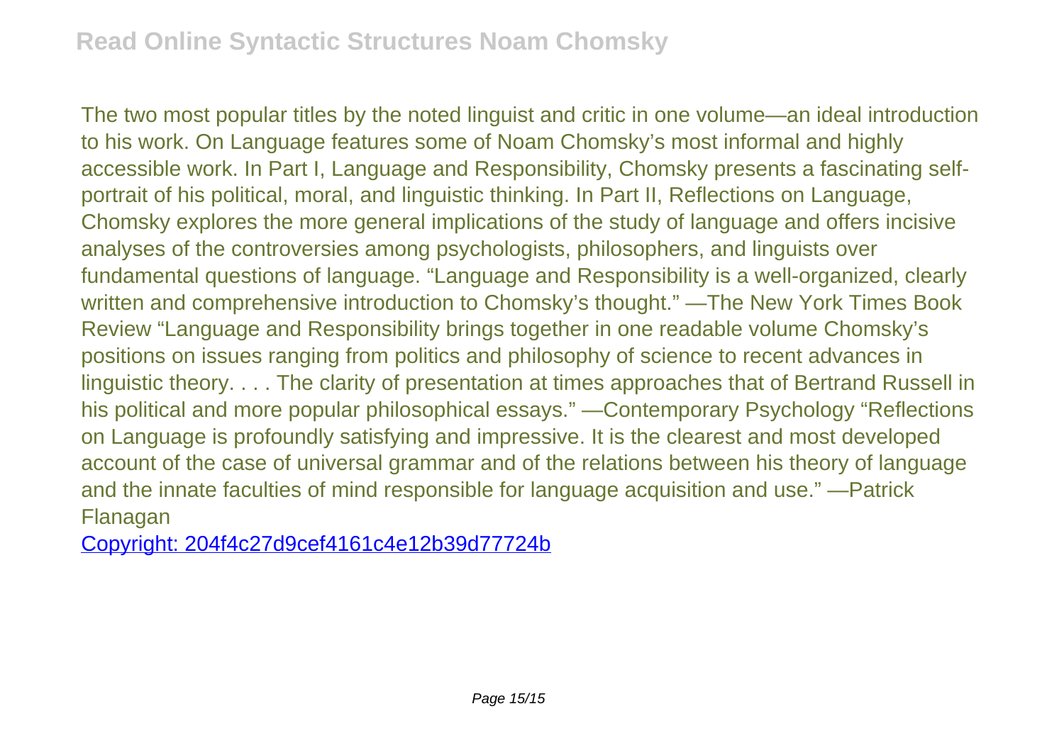The two most popular titles by the noted linguist and critic in one volume—an ideal introduction to his work. On Language features some of Noam Chomsky's most informal and highly accessible work. In Part I, Language and Responsibility, Chomsky presents a fascinating self-portrait of his political, moral, and linguistic thinking. In Part II, Reflections on Language, Chomsky explores the more general implications of the study of language and offers incisive analyses of the controversies among psychologists, philosophers, and linguists over fundamental questions of language. "Language and Responsibility is a well-organized, clearly written and comprehensive introduction to Chomsky's thought." —The New York Times Book Review "Language and Responsibility brings together in one readable volume Chomsky's positions on issues ranging from politics and philosophy of science to recent advances in linguistic theory. . . . The clarity of presentation at times approaches that of Bertrand Russell in his political and more popular philosophical essays." —Contemporary Psychology "Reflections on Language is profoundly satisfying and impressive. It is the clearest and most developed account of the case of universal grammar and of the relations between his theory of language and the innate faculties of mind responsible for language acquisition and use." —Patrick Flanagan

Copyright: 204f4c27d9cef4161c4e12b39d77724b